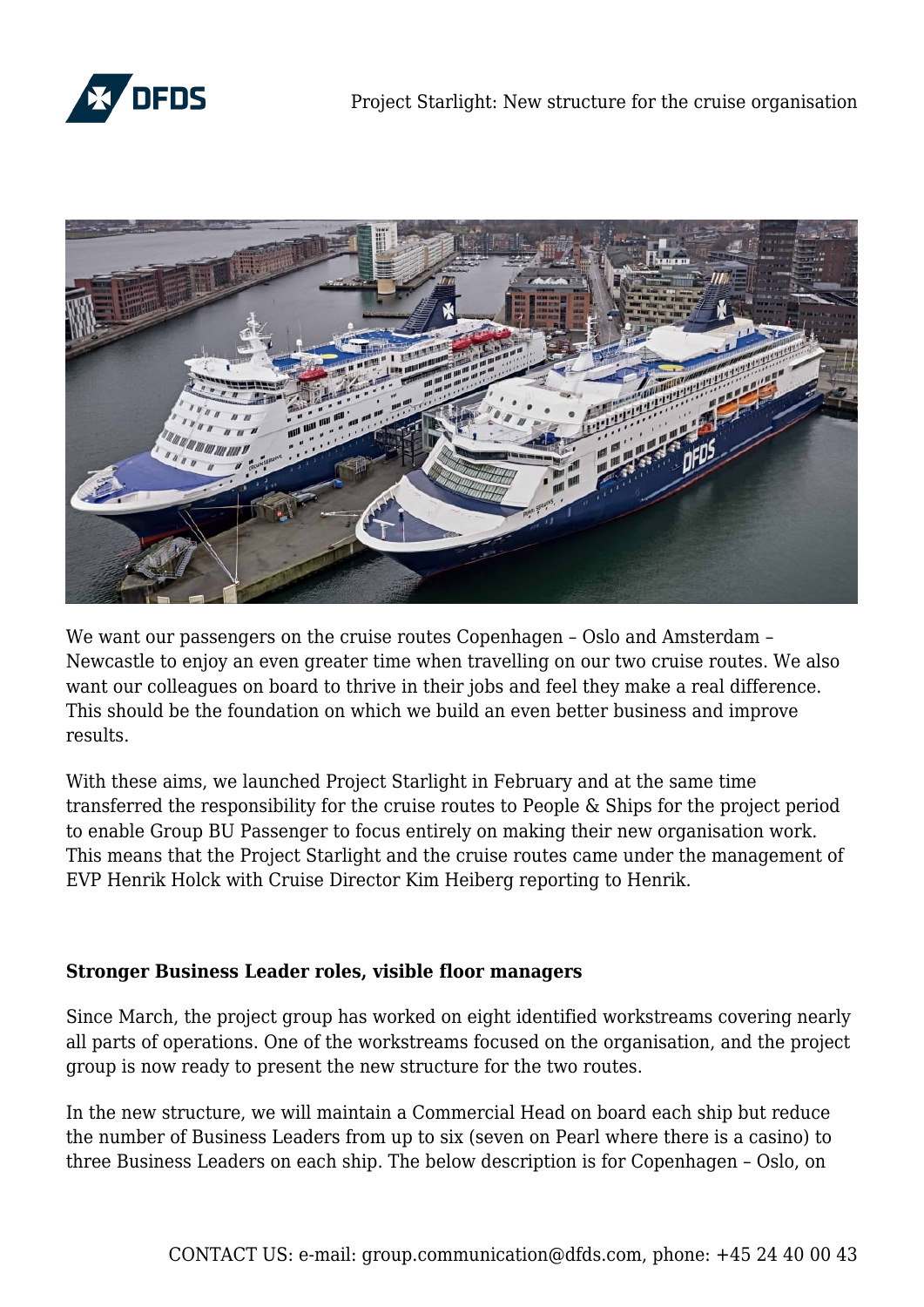# Project Starlight: New structure for the cruise organisation

We want our passengers on the cruise routes Copenhagen – Oslo and Amsterdam – Newcastle to enjoy an even greater time when travelling on our two cruise routes. We also want our colleagues on board to thrive in their jobs and feel they make a real difference. This should be the foundation on which we build an even better business and improve results.

With these aims, we launched Project Starlight in February and at the same time transferred the responsibility for the cruise routes to People & Ships for the project period to enable Group BU Passenger to focus entirely on making their new organisation work. This means that the Project Starlight and the cruise routes came under the management of EVP Henrik Holck with Cruise Director Kim Heiberg reporting to Henrik.

**Stronger Business Leader roles, visible floor managers**

Since March, the project group has worked on eight identified workstreams covering nearly all parts of operations. One of the workstreams focused on the organisation, and the project group is now ready to present the new structure for the two routes.

In the new structure, we will maintain a Commercial Head on board each ship but reduce the number of Business Leaders from up to six (seven on Pearl where there is a casino) to three Business Leaders on each ship. The below description is for Copenhagen – Oslo, on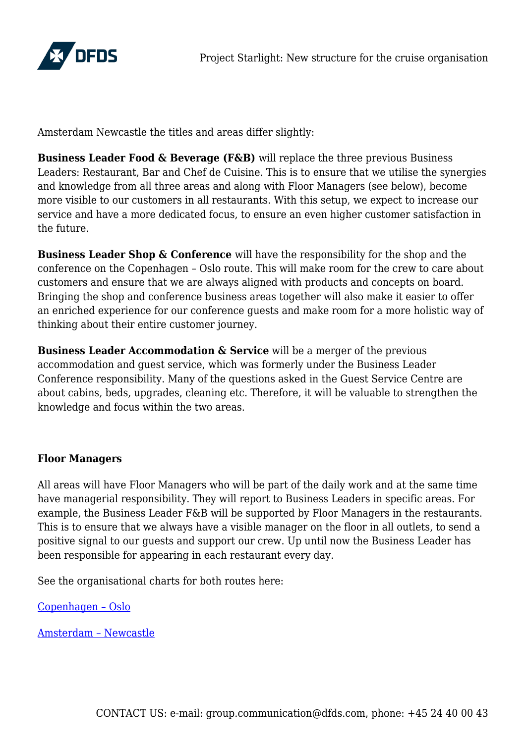Amsterdam Newcastle the titles and areas differ slightly:

**Business Leader Food & Beverage (F&B)** will replace the three previous Business Leaders: Restaurant, Bar and Chef de Cuisine. This is to ensure that we utilise the synergies and knowledge from all three areas and along with Floor Managers (see below), become more visible to our customers in all restaurants. With this setup, we expect to increase our service and have a more dedicated focus, to ensure an even higher customer satisfaction in the future.

**Business Leader Shop & Conference** will have the responsibility for the shop and the conference on the Copenhagen – Oslo route. This will make room for the crew to care about customers and ensure that we are always aligned with products and concepts on board. Bringing the shop and conference business areas together will also make it easier to offer an enriched experience for our conference guests and make room for a more holistic way of thinking about their entire customer journey.

**Business Leader Accommodation & Service** will be a merger of the previous accommodation and guest service, which was formerly under the Business Leader Conference responsibility. Many of the questions asked in the Guest Service Centre are about cabins, beds, upgrades, cleaning etc. Therefore, it will be valuable to strengthen the knowledge and focus within the two areas.

**Floor Managers**

All areas will have Floor Managers who will be part of the daily work and at the same time have managerial responsibility. They will report to Business Leaders in specific areas. For example, the Business Leader F&B will be supported by Floor Managers in the restaurants. This is to ensure that we always have a visible manager on the floor in all outlets, to send a positive signal to our guests and support our crew. Up until now the Business Leader has been responsible for appearing in each restaurant every day.

See the organisational charts for both routes here:

Copenhagen – Oslo

Amsterdam – Newcastle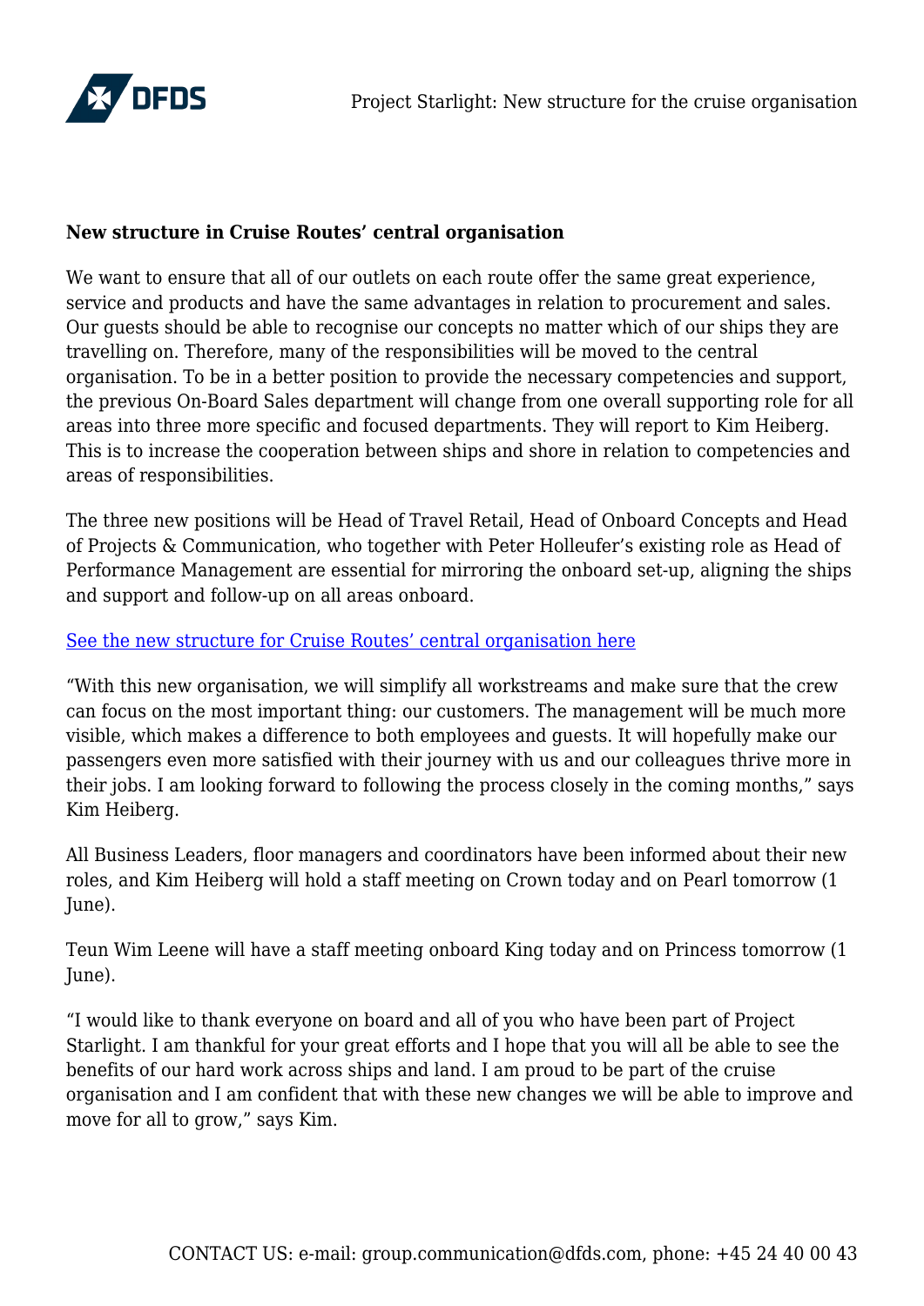**New structure in Cruise Routes' central organisation**

We want to ensure that all of our outlets on each route offer the same great experience, service and products and have the same advantages in relation to procurement and sales. Our guests should be able to recognise our concepts no matter which of our ships they are travelling on. Therefore, many of the responsibilities will be moved to the central organisation. To be in a better position to provide the necessary competencies and support, the previous On-Board Sales department will change from one overall supporting role for all areas into three more specific and focused departments. They will report to Kim Heiberg. This is to increase the cooperation between ships and shore in relation to competencies and areas of responsibilities.

The three new positions will be Head of Travel Retail, Head of Onboard Concepts and Head of Projects & Communication, who together with Peter Holleufer's existing role as Head of Performance Management are essential for mirroring the onboard set-up, aligning the ships and support and follow-up on all areas onboard.

See the new structure for Cruise Routes' central organisation here

"With this new organisation, we will simplify all workstreams and make sure that the crew can focus on the most important thing: our customers. The management will be much more visible, which makes a difference to both employees and guests. It will hopefully make our passengers even more satisfied with their journey with us and our colleagues thrive more in their jobs. I am looking forward to following the process closely in the coming months," says Kim Heiberg.

All Business Leaders, floor managers and coordinators have been informed about their new roles, and Kim Heiberg will hold a staff meeting on Crown today and on Pearl tomorrow (1 June).

Teun Wim Leene will have a staff meeting onboard King today and on Princess tomorrow (1 June).

"I would like to thank everyone on board and all of you who have been part of Project Starlight. I am thankful for your great efforts and I hope that you will all be able to see the benefits of our hard work across ships and land. I am proud to be part of the cruise organisation and I am confident that with these new changes we will be able to improve and move for all to grow," says Kim.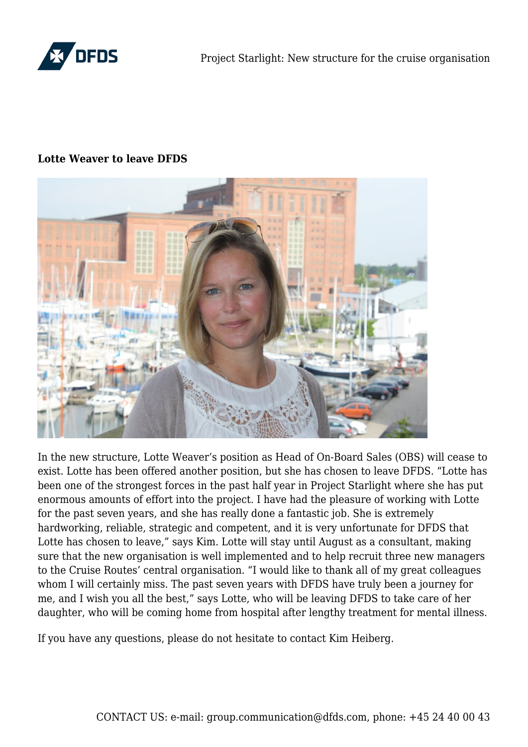**Lotte Weaver to leave DFDS**

In the new structure, Lotte Weaver's position as Head of On-Board Sales (OBS) will cease to exist. Lotte has been offered another position, but she has chosen to leave DFDS. "Lotte has been one of the strongest forces in the past half year in Project Starlight where she has put enormous amounts of effort into the project. I have had the pleasure of working with Lotte for the past seven years, and she has really done a fantastic job. She is extremely hardworking, reliable, strategic and competent, and it is very unfortunate for DFDS that Lotte has chosen to leave," says Kim. Lotte will stay until August as a consultant, making sure that the new organisation is well implemented and to help recruit three new managers to the Cruise Routes' central organisation. "I would like to thank all of my great colleagues whom I will certainly miss. The past seven years with DFDS have truly been a journey for me, and I wish you all the best," says Lotte, who will be leaving DFDS to take care of her daughter, who will be coming home from hospital after lengthy treatment for mental illness.

If you have any questions, please do not hesitate to contact Kim Heiberg.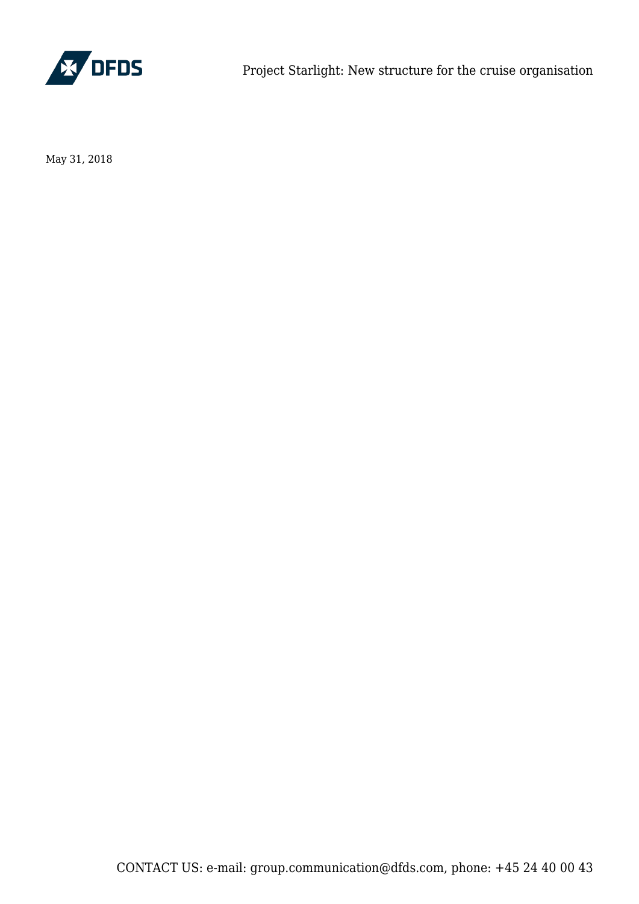May 31, 2018